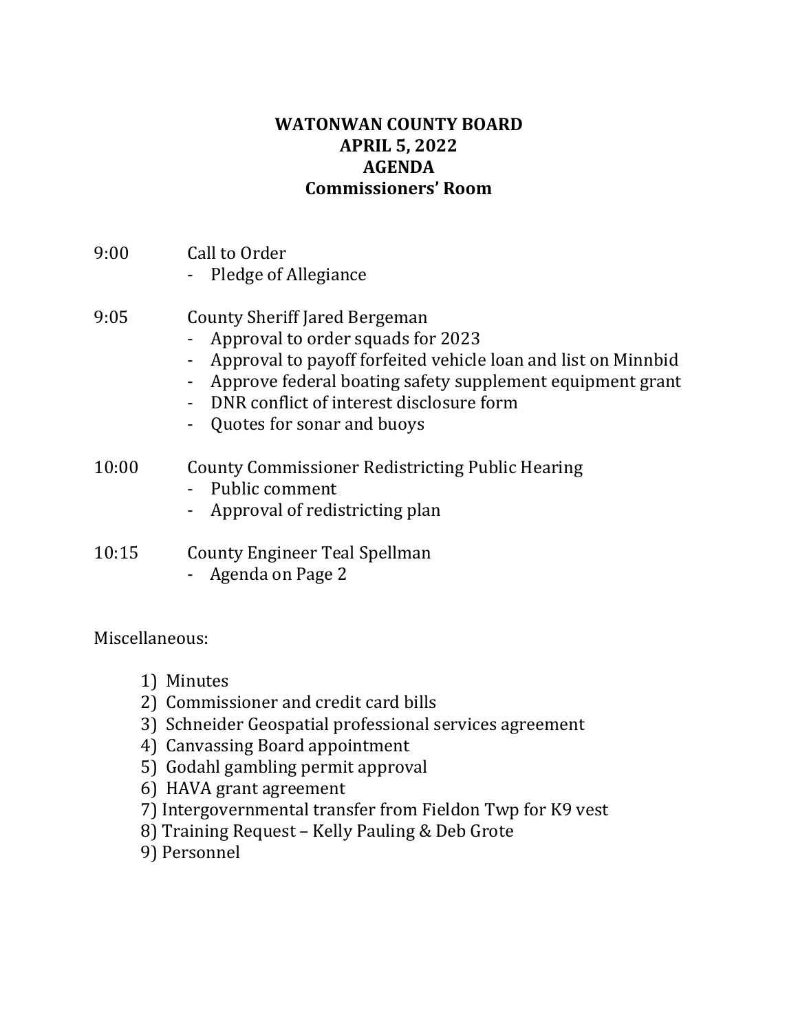# WATONWAN COUNTY BOARD
# APRIL 5, 2022
# AGENDA
# Commissioners' Room

9:00 Call to Order
- Pledge of Allegiance

9:05 County Sheriff Jared Bergeman
- Approval to order squads for 2023
- Approval to payoff forfeited vehicle loan and list on Minnbid
- Approve federal boating safety supplement equipment grant
- DNR conflict of interest disclosure form
- Quotes for sonar and buoys

10:00 County Commissioner Redistricting Public Hearing
- Public comment
- Approval of redistricting plan

10:15 County Engineer Teal Spellman
- Agenda on Page 2

Miscellaneous:

1) Minutes
2) Commissioner and credit card bills
3) Schneider Geospatial professional services agreement
4) Canvassing Board appointment
5) Godahl gambling permit approval
6) HAVA grant agreement
7) Intergovernmental transfer from Fieldon Twp for K9 vest
8) Training Request – Kelly Pauling & Deb Grote
9) Personnel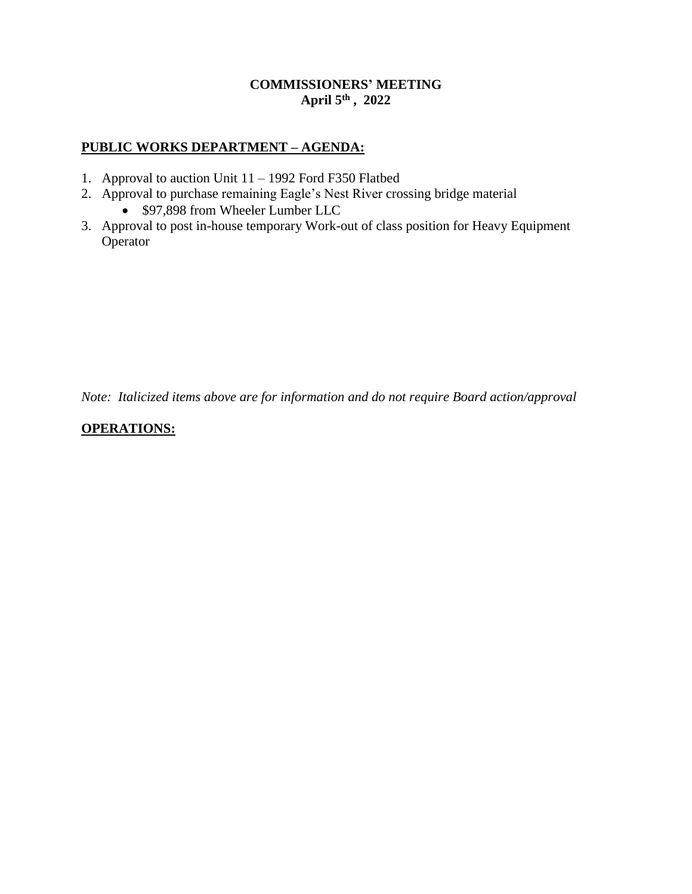**COMMISSIONERS' MEETING**
**April 5th , 2022**

## PUBLIC WORKS DEPARTMENT – AGENDA:

1. Approval to auction Unit 11 – 1992 Ford F350 Flatbed
2. Approval to purchase remaining Eagle's Nest River crossing bridge material
   - $97,898 from Wheeler Lumber LLC
3. Approval to post in-house temporary Work-out of class position for Heavy Equipment Operator

*Note: Italicized items above are for information and do not require Board action/approval*

## OPERATIONS: